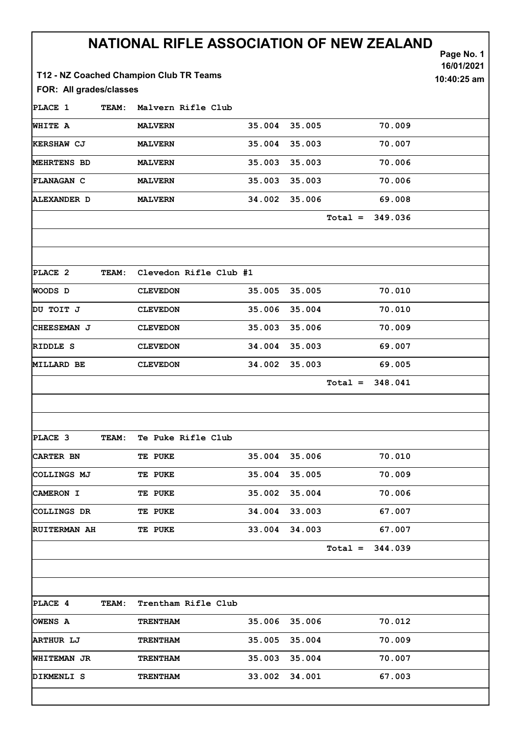# NATIONAL RIFLE ASSOCIATION OF NEW ZEALAND

16/01/2021
10:40:25 am

**T12 - NZ Coached Champion Club TR Teams**

**FOR: All grades/classes**

| PLACE 1 | TEAM: Malvern Rifle Club | | | |
|---|---|---|---|---|
| WHITE A | MALVERN | 35.004 | 35.005 | 70.009 |
| KERSHAW CJ | MALVERN | 35.004 | 35.003 | 70.007 |
| MEHRTENS BD | MALVERN | 35.003 | 35.003 | 70.006 |
| FLANAGAN C | MALVERN | 35.003 | 35.003 | 70.006 |
| ALEXANDER D | MALVERN | 34.002 | 35.006 | 69.008 |
| | | | Total = | 349.036 |

| PLACE 2 | TEAM: Clevedon Rifle Club #1 | | | |
|---|---|---|---|---|
| WOODS D | CLEVEDON | 35.005 | 35.005 | 70.010 |
| DU TOIT J | CLEVEDON | 35.006 | 35.004 | 70.010 |
| CHEESEMAN J | CLEVEDON | 35.003 | 35.006 | 70.009 |
| RIDDLE S | CLEVEDON | 34.004 | 35.003 | 69.007 |
| MILLARD BE | CLEVEDON | 34.002 | 35.003 | 69.005 |
| | | | Total = | 348.041 |

| PLACE 3 | TEAM: Te Puke Rifle Club | | | |
|---|---|---|---|---|
| CARTER BN | TE PUKE | 35.004 | 35.006 | 70.010 |
| COLLINGS MJ | TE PUKE | 35.004 | 35.005 | 70.009 |
| CAMERON I | TE PUKE | 35.002 | 35.004 | 70.006 |
| COLLINGS DR | TE PUKE | 34.004 | 33.003 | 67.007 |
| RUITERMAN AH | TE PUKE | 33.004 | 34.003 | 67.007 |
| | | | Total = | 344.039 |

| PLACE 4 | TEAM: Trentham Rifle Club | | | |
|---|---|---|---|---|
| OWENS A | TRENTHAM | 35.006 | 35.006 | 70.012 |
| ARTHUR LJ | TRENTHAM | 35.005 | 35.004 | 70.009 |
| WHITEMAN JR | TRENTHAM | 35.003 | 35.004 | 70.007 |
| DIKMENLI S | TRENTHAM | 33.002 | 34.001 | 67.003 |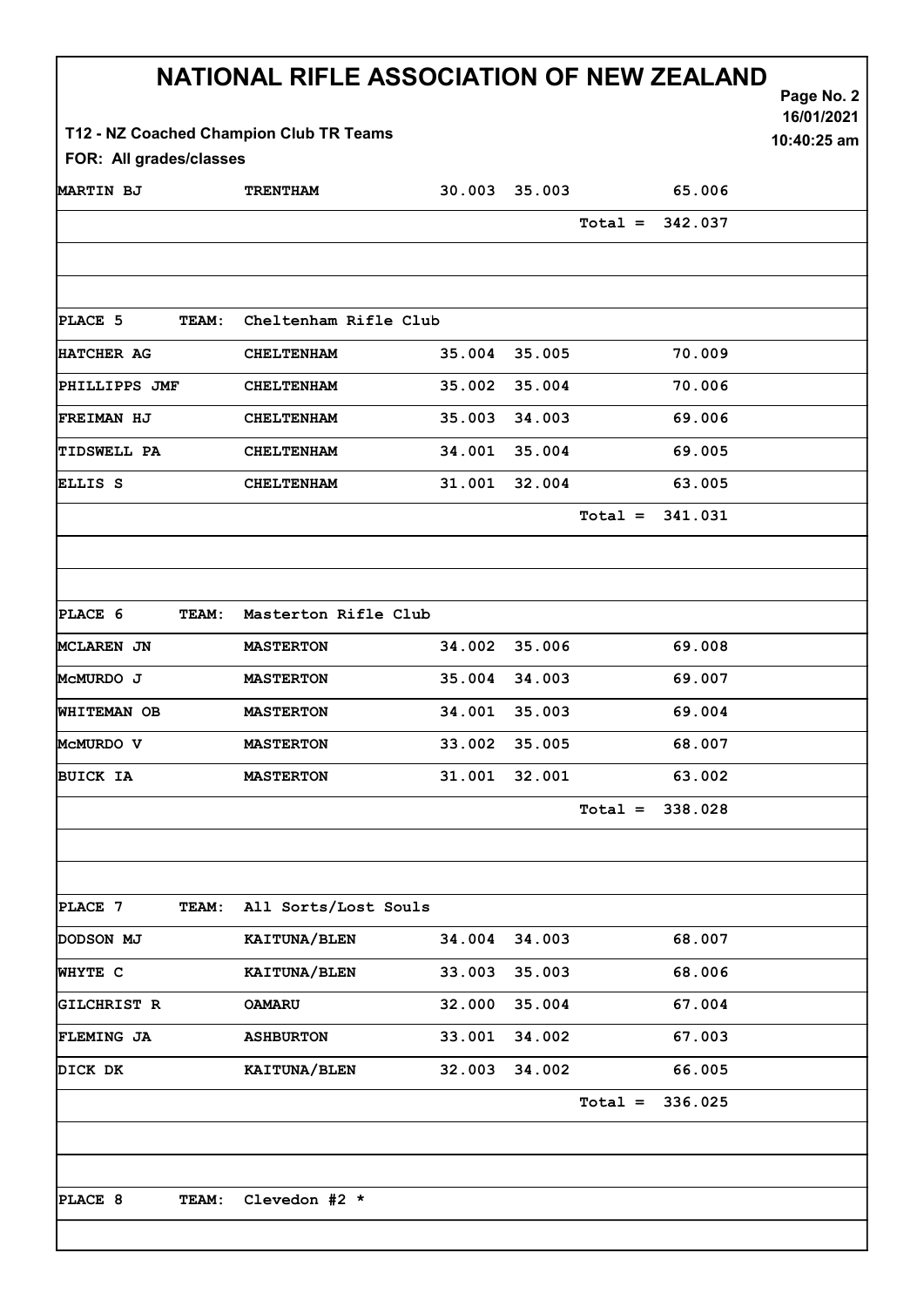# NATIONAL RIFLE ASSOCIATION OF NEW ZEALAND

16/01/2021
10:40:25 am

**T12 - NZ Coached Champion Club TR Teams**

**FOR: All grades/classes**

| | | | | | |
|---|---|---|---|---|---|
| MARTIN BJ | TRENTHAM | 30.003 | 35.003 | | 65.006 |
| | | | | Total = | 342.037 |
| | | | | | |
| | | | | | |
| PLACE 5 TEAM: | Cheltenham Rifle Club | | | | |
| HATCHER AG | CHELTENHAM | 35.004 | 35.005 | | 70.009 |
| PHILLIPPS JMF | CHELTENHAM | 35.002 | 35.004 | | 70.006 |
| FREIMAN HJ | CHELTENHAM | 35.003 | 34.003 | | 69.006 |
| TIDSWELL PA | CHELTENHAM | 34.001 | 35.004 | | 69.005 |
| ELLIS S | CHELTENHAM | 31.001 | 32.004 | | 63.005 |
| | | | | Total = | 341.031 |
| | | | | | |
| | | | | | |
| PLACE 6 TEAM: | Masterton Rifle Club | | | | |
| MCLAREN JN | MASTERTON | 34.002 | 35.006 | | 69.008 |
| McMURDO J | MASTERTON | 35.004 | 34.003 | | 69.007 |
| WHITEMAN OB | MASTERTON | 34.001 | 35.003 | | 69.004 |
| McMURDO V | MASTERTON | 33.002 | 35.005 | | 68.007 |
| BUICK IA | MASTERTON | 31.001 | 32.001 | | 63.002 |
| | | | | Total = | 338.028 |
| | | | | | |
| | | | | | |
| PLACE 7 TEAM: | All Sorts/Lost Souls | | | | |
| DODSON MJ | KAITUNA/BLEN | 34.004 | 34.003 | | 68.007 |
| WHYTE C | KAITUNA/BLEN | 33.003 | 35.003 | | 68.006 |
| GILCHRIST R | OAMARU | 32.000 | 35.004 | | 67.004 |
| FLEMING JA | ASHBURTON | 33.001 | 34.002 | | 67.003 |
| DICK DK | KAITUNA/BLEN | 32.003 | 34.002 | | 66.005 |
| | | | | Total = | 336.025 |
| | | | | | |
| | | | | | |
| PLACE 8 TEAM: | Clevedon #2 * | | | | |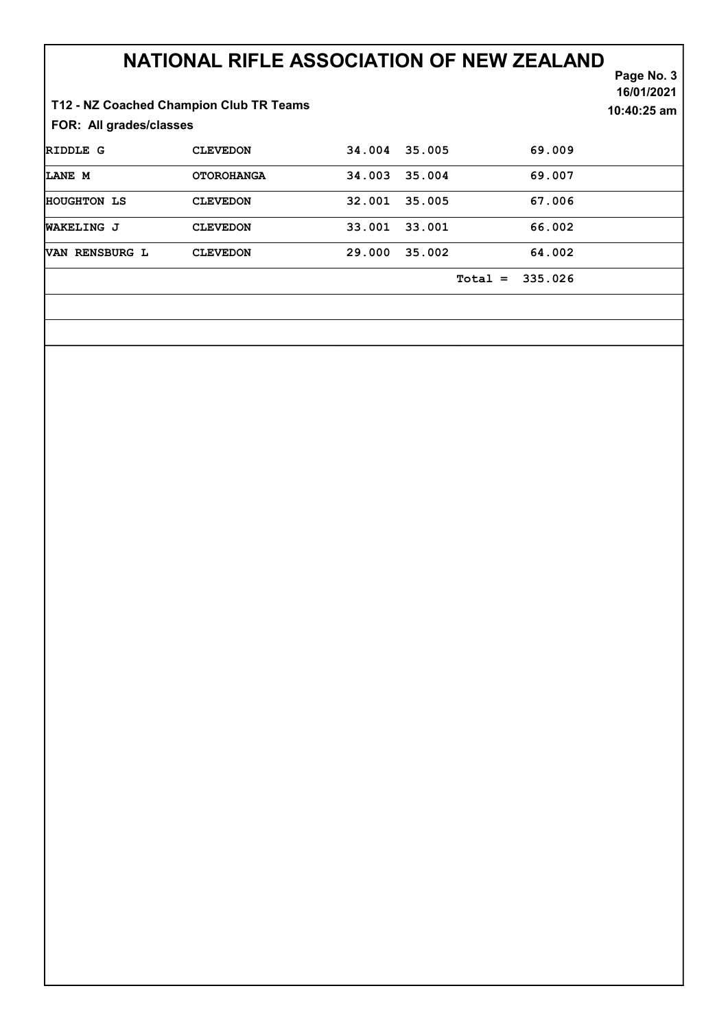# NATIONAL RIFLE ASSOCIATION OF NEW ZEALAND

**T12 - NZ Coached Champion Club TR Teams**

**FOR: All grades/classes**

16/01/2021
10:40:25 am

| | | | | | |
|---|---|---|---|---|---|
| RIDDLE G | CLEVEDON | 34.004 | 35.005 | | 69.009 |
| LANE M | OTOROHANGA | 34.003 | 35.004 | | 69.007 |
| HOUGHTON LS | CLEVEDON | 32.001 | 35.005 | | 67.006 |
| WAKELING J | CLEVEDON | 33.001 | 33.001 | | 66.002 |
| VAN RENSBURG L | CLEVEDON | 29.000 | 35.002 | | 64.002 |
| | | | | Total = | 335.026 |